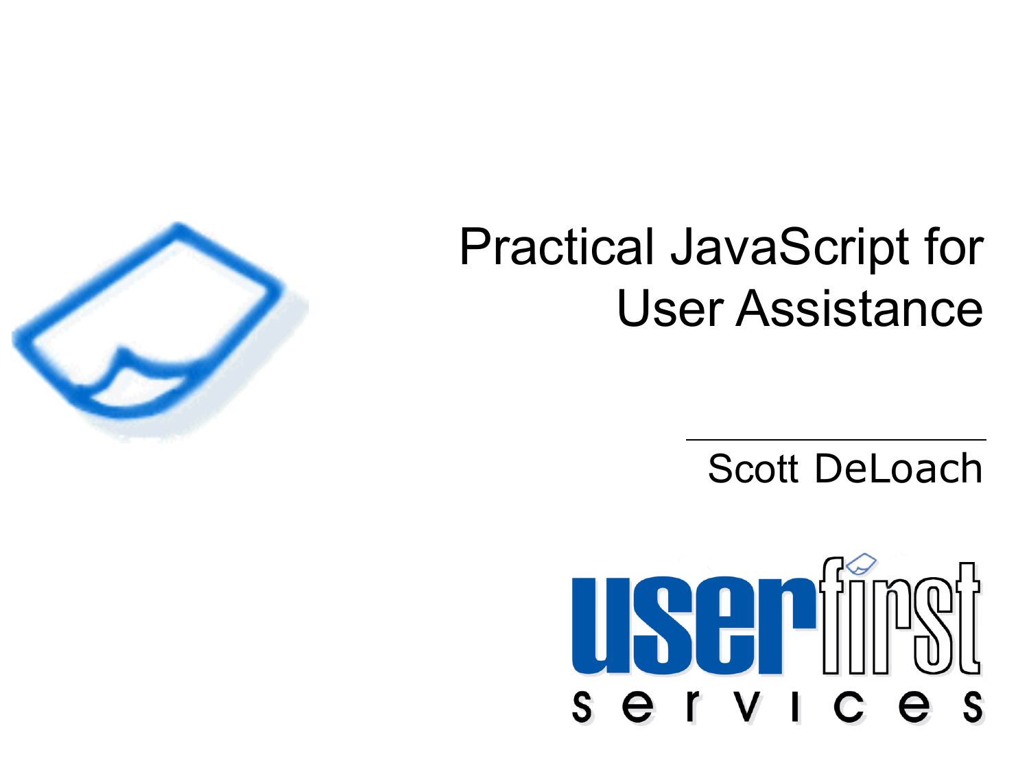# Practical JavaScript for User Assistance

Scott DeLoach

userfirst services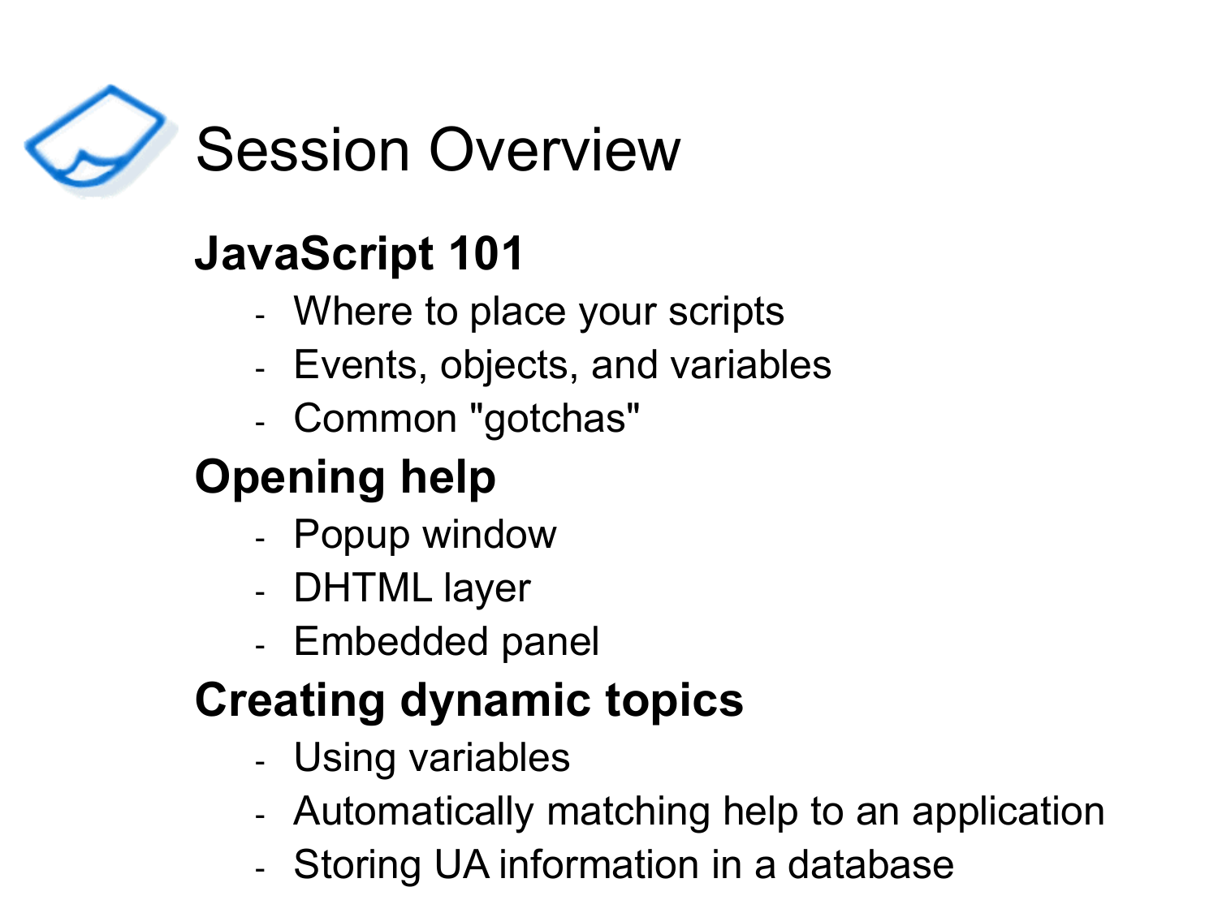# Session Overview

**JavaScript 101**

- Where to place your scripts
- Events, objects, and variables
- Common "gotchas"

**Opening help**

- Popup window
- DHTML layer
- Embedded panel

**Creating dynamic topics**

- Using variables
- Automatically matching help to an application
- Storing UA information in a database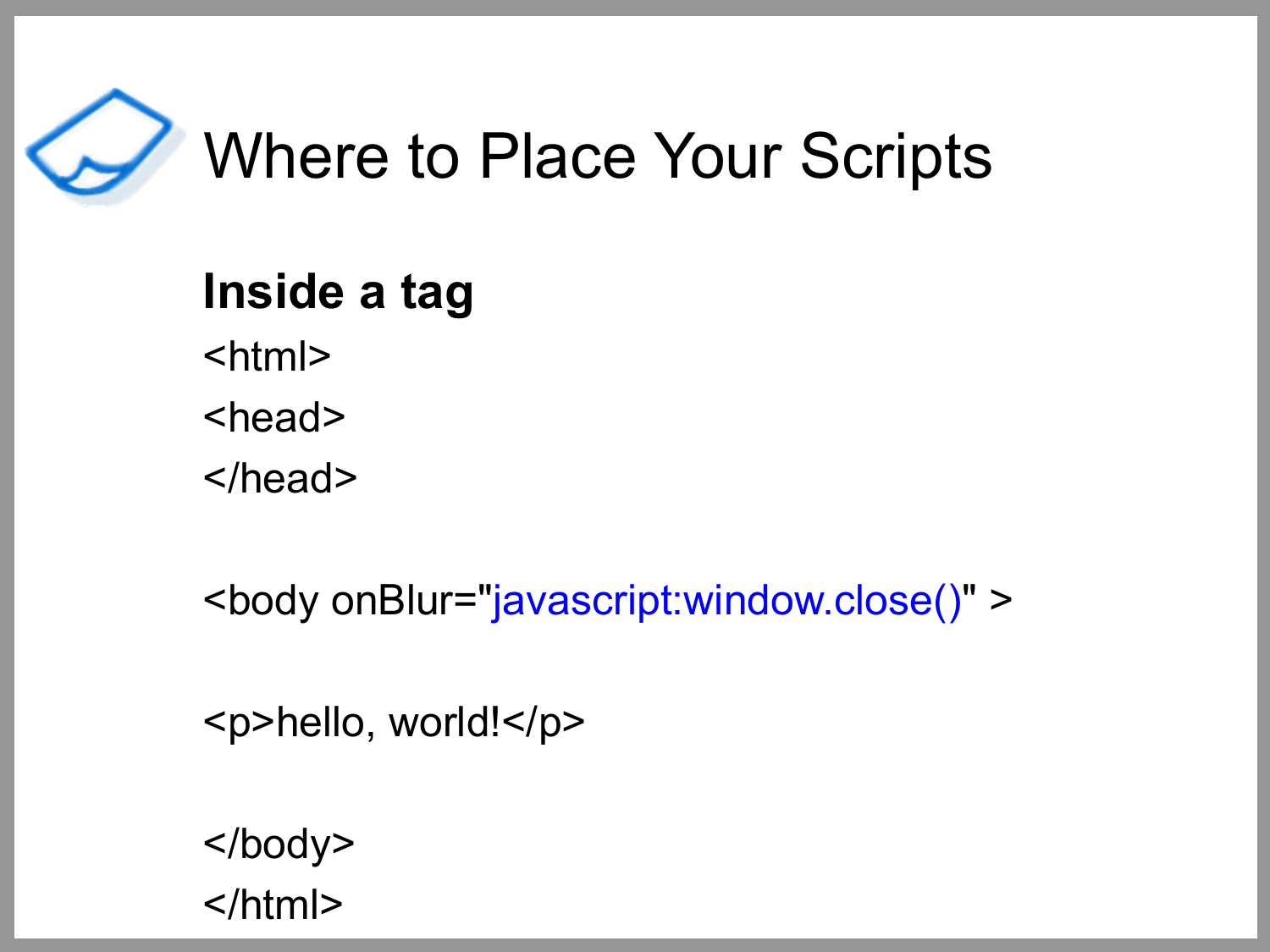# Where to Place Your Scripts

**Inside a tag**

```
<html>
<head>
</head>

<body onBlur="javascript:window.close()" >

<p>hello, world!</p>

</body>
</html>
```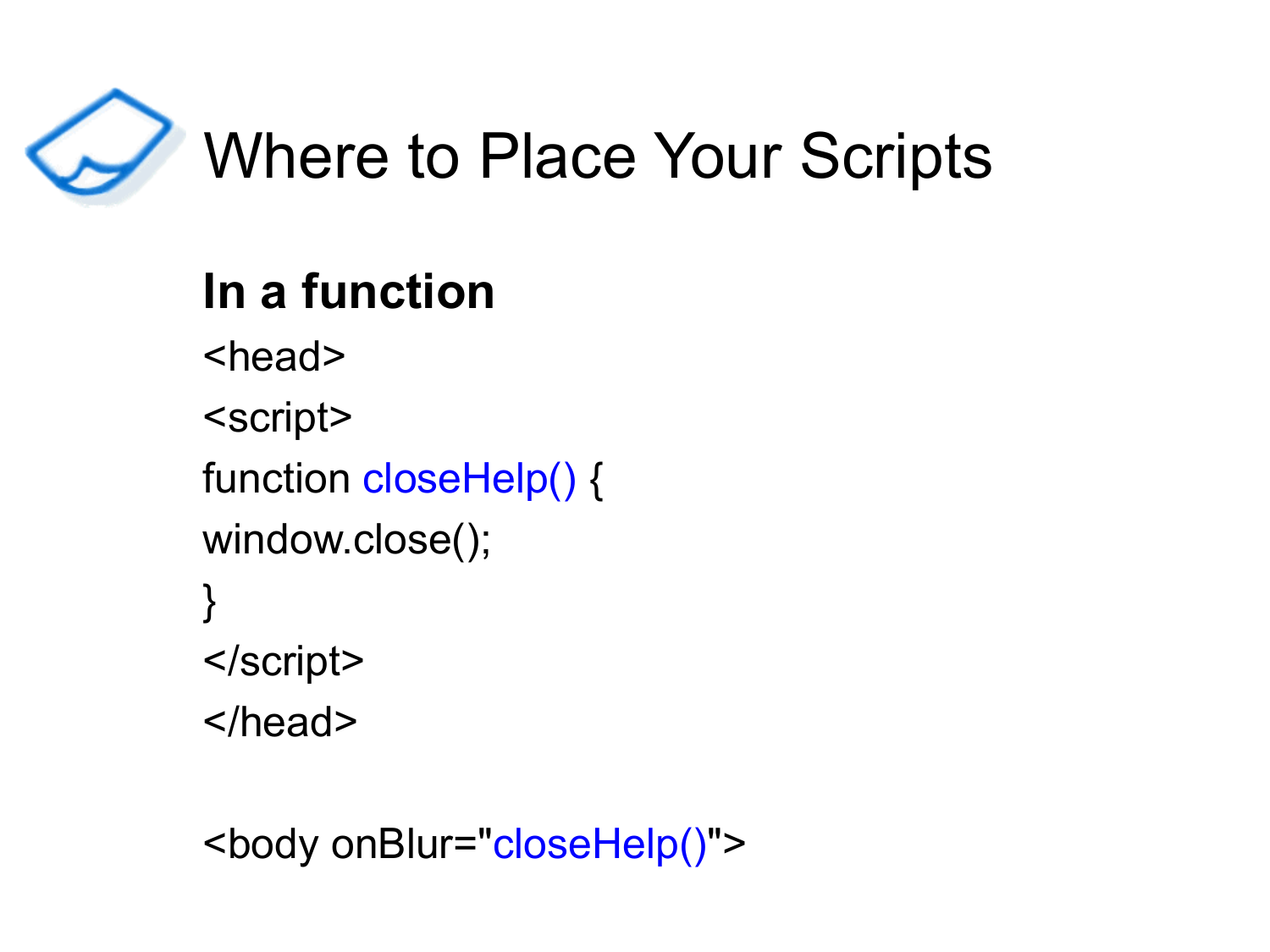# Where to Place Your Scripts

**In a function**

```
<head>
<script>
function closeHelp() {
window.close();
}
</script>
</head>

<body onBlur="closeHelp()">
```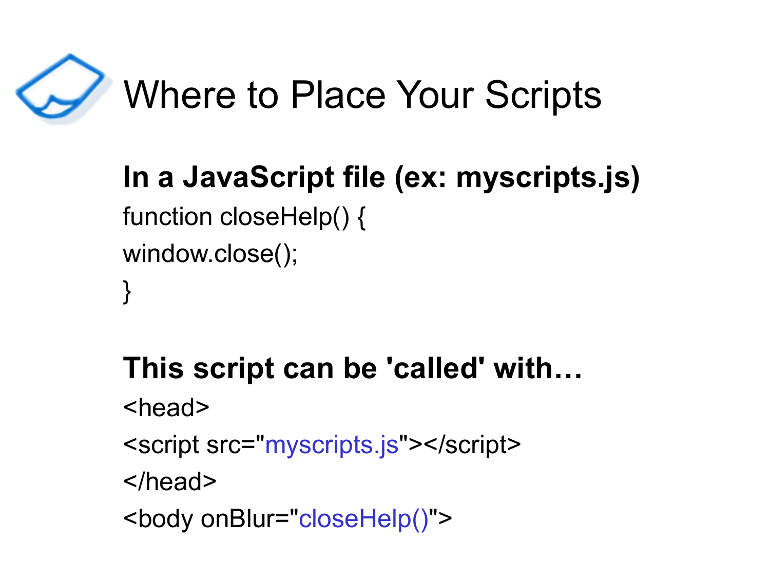# Where to Place Your Scripts

**In a JavaScript file (ex: myscripts.js)**

```
function closeHelp() {
window.close();
}
```

**This script can be 'called' with…**

```
<head>
<script src="myscripts.js"></script>
</head>
<body onBlur="closeHelp()">
```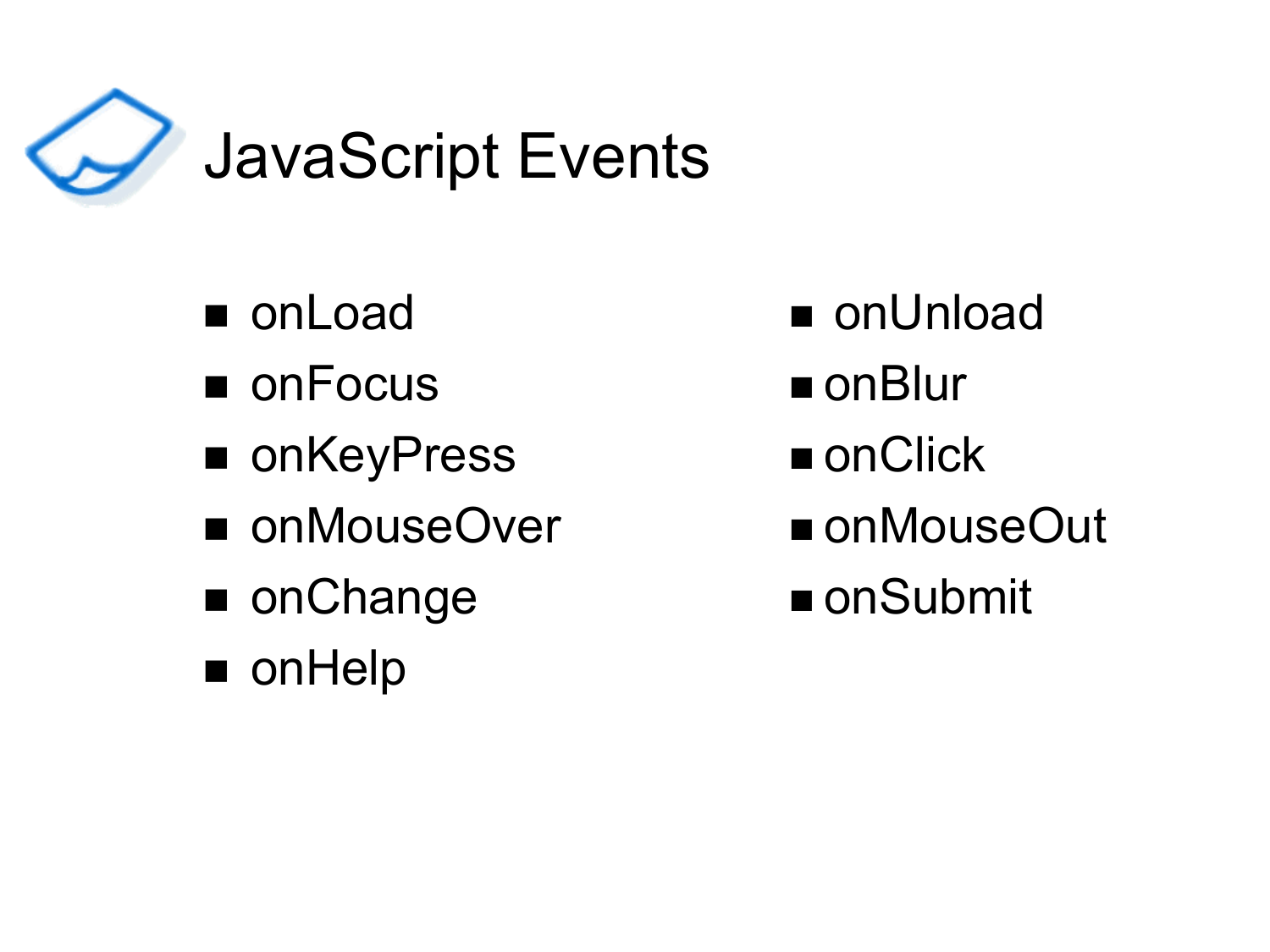# JavaScript Events

- onLoad
- onFocus
- onKeyPress
- onMouseOver
- onChange
- onHelp
- onUnload
- onBlur
- onClick
- onMouseOut
- onSubmit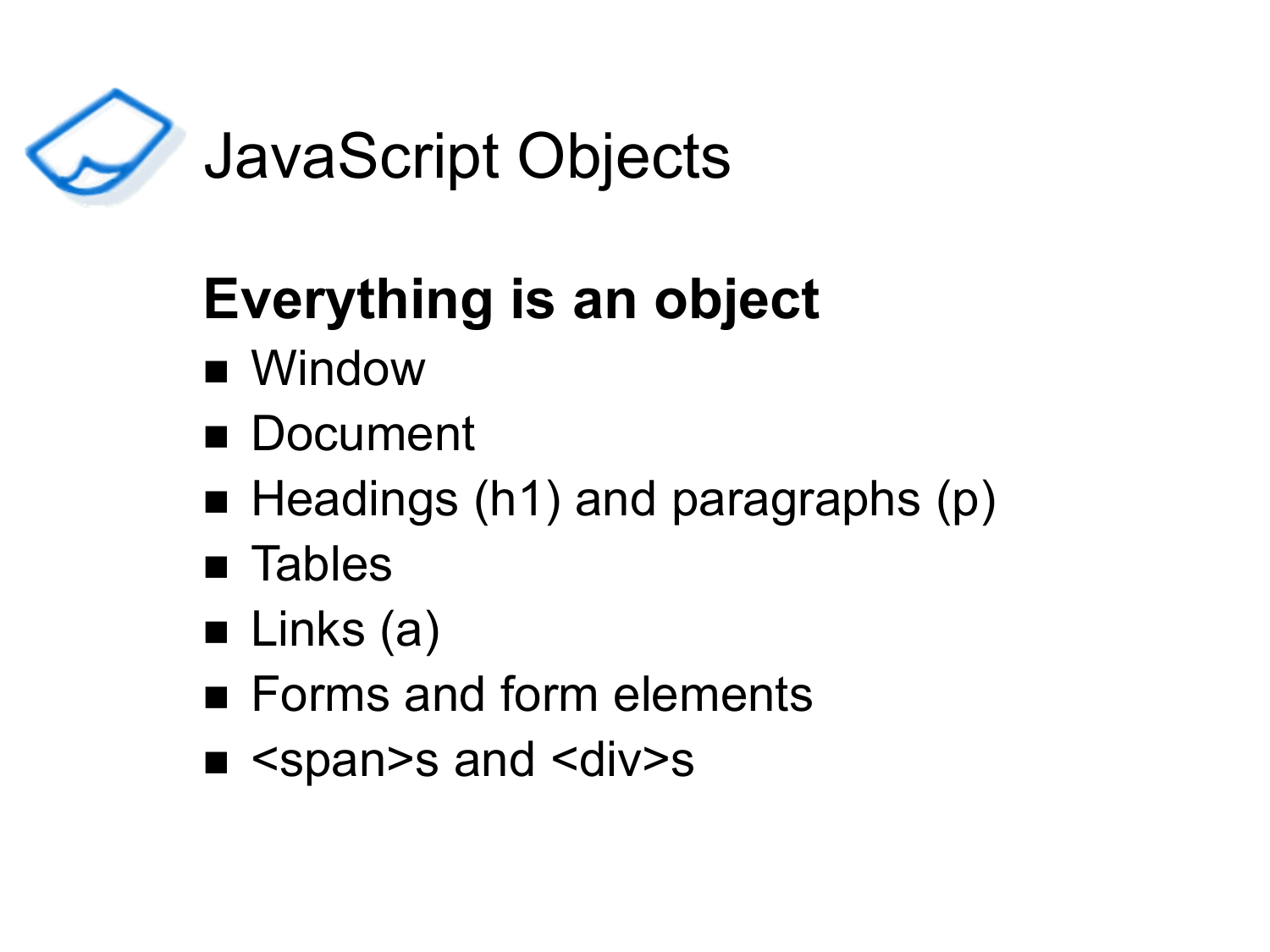# JavaScript Objects

**Everything is an object**

- Window
- Document
- Headings (h1) and paragraphs (p)
- Tables
- Links (a)
- Forms and form elements
- <span>s and <div>s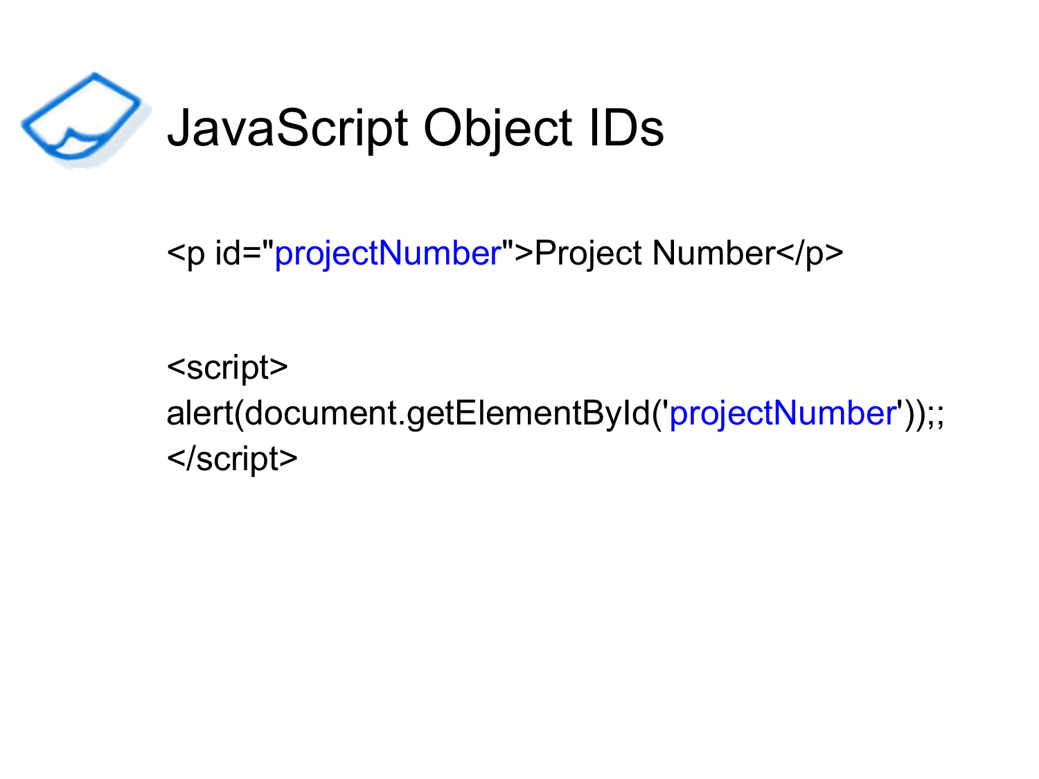# JavaScript Object IDs

```
<p id="projectNumber">Project Number</p>
```

```
<script>
alert(document.getElementById('projectNumber'));;
</script>
```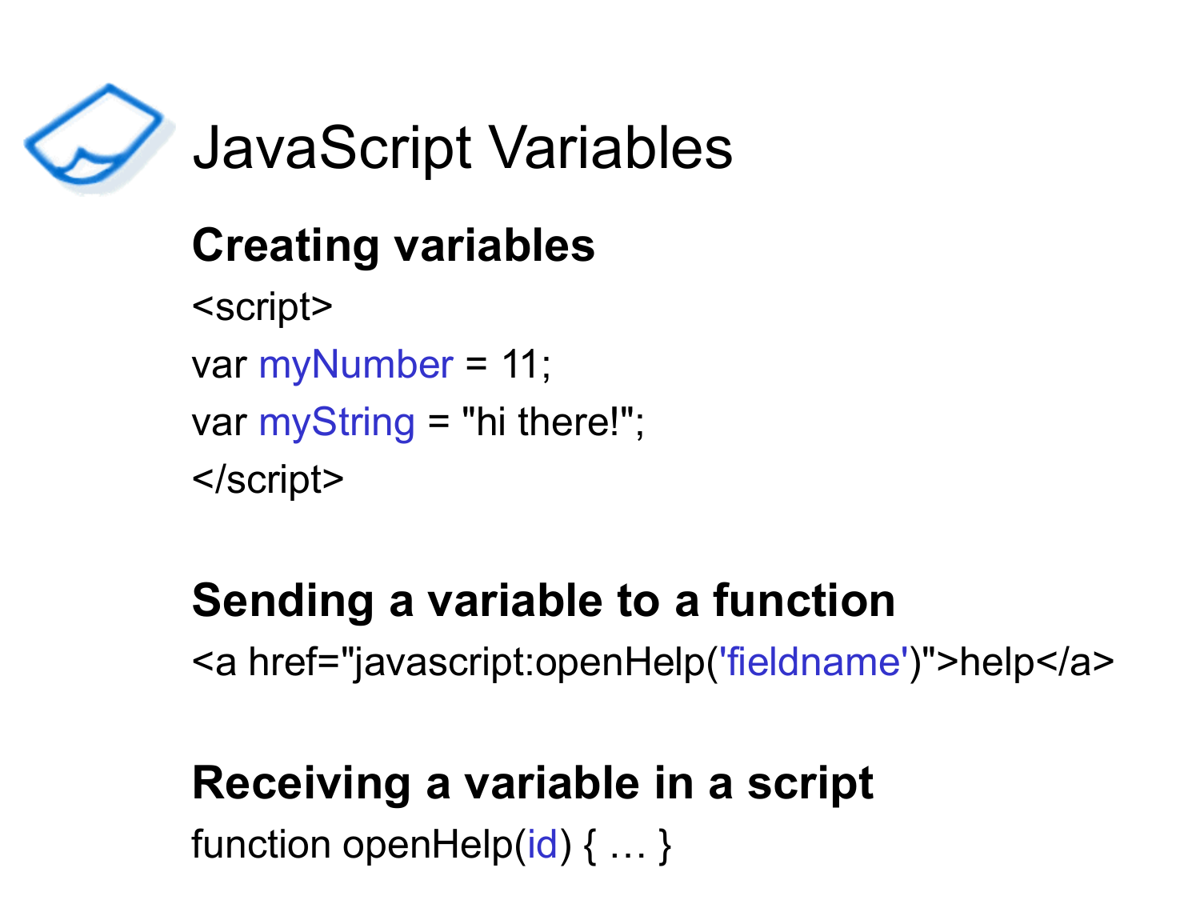# JavaScript Variables

## Creating variables

```
<script>
var myNumber = 11;
var myString = "hi there!";
</script>
```

## Sending a variable to a function

```
<a href="javascript:openHelp('fieldname')">help</a>
```

## Receiving a variable in a script

```
function openHelp(id) { … }
```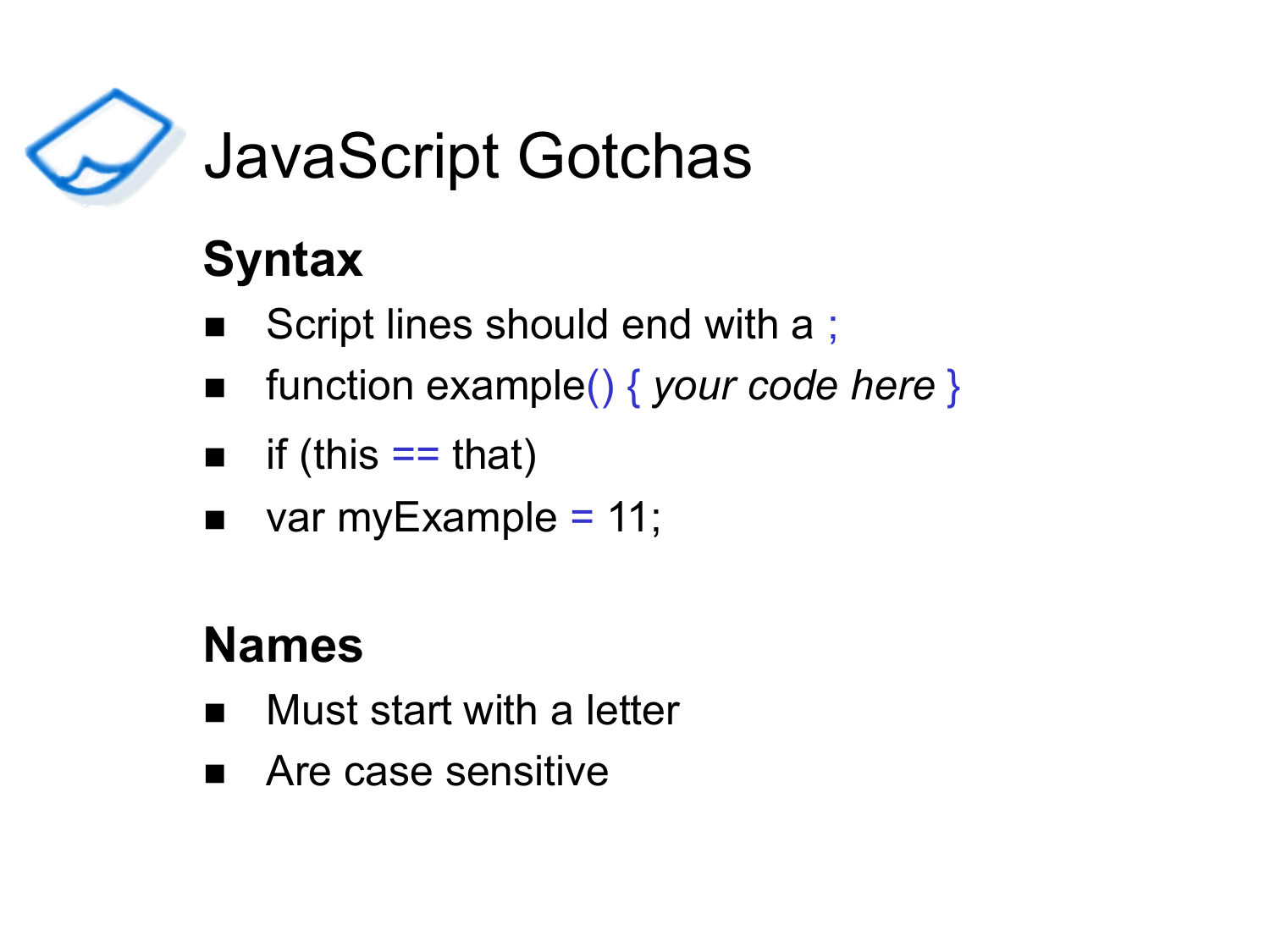# JavaScript Gotchas

## Syntax

- Script lines should end with a ;
- function example() { *your code here* }
- if (this == that)
- var myExample = 11;

## Names

- Must start with a letter
- Are case sensitive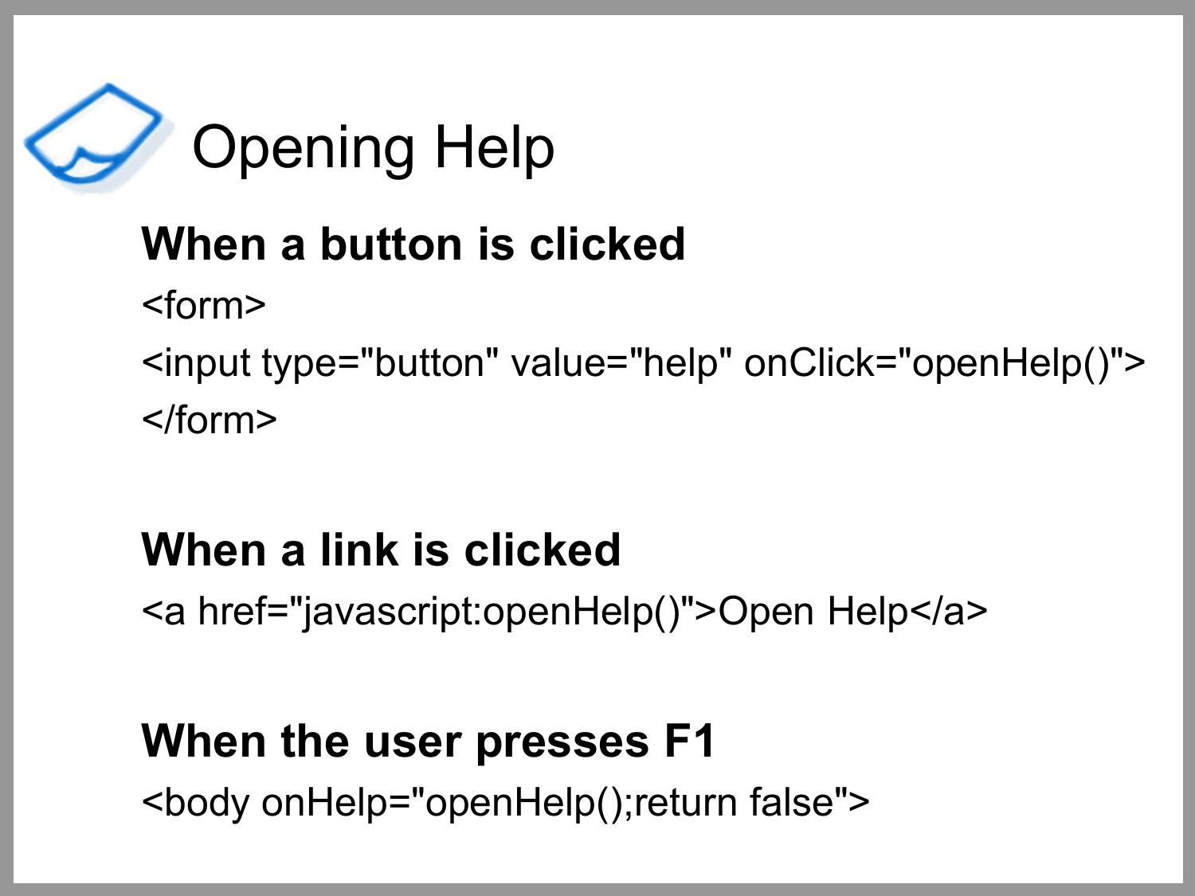# Opening Help

### When a button is clicked

```
<form>
<input type="button" value="help" onClick="openHelp()">
</form>
```

### When a link is clicked

```
<a href="javascript:openHelp()">Open Help</a>
```

### When the user presses F1

```
<body onHelp="openHelp();return false">
```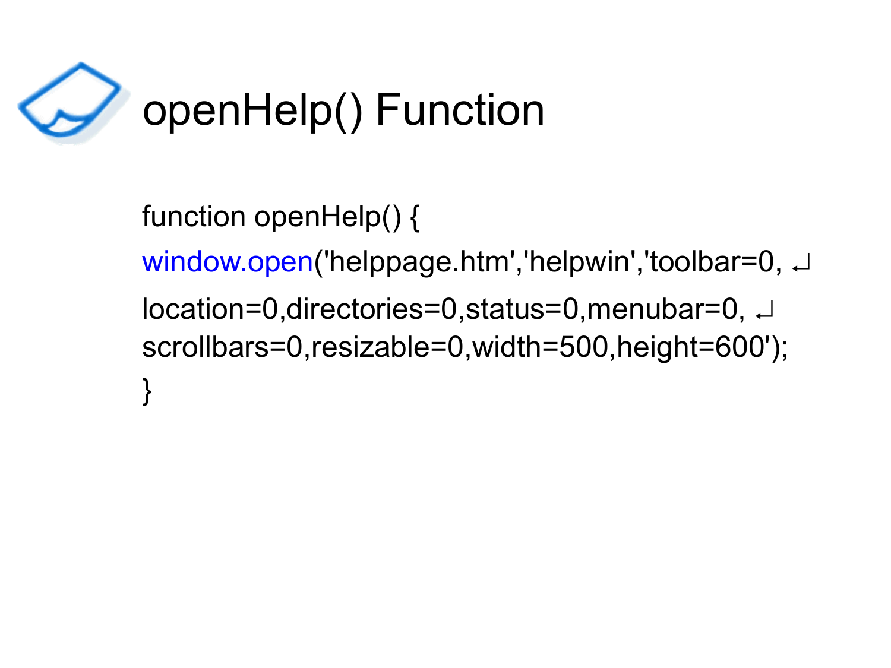# openHelp() Function

```
function openHelp() {
window.open('helppage.htm','helpwin','toolbar=0, ↵
location=0,directories=0,status=0,menubar=0, ↵
scrollbars=0,resizable=0,width=500,height=600');
}
```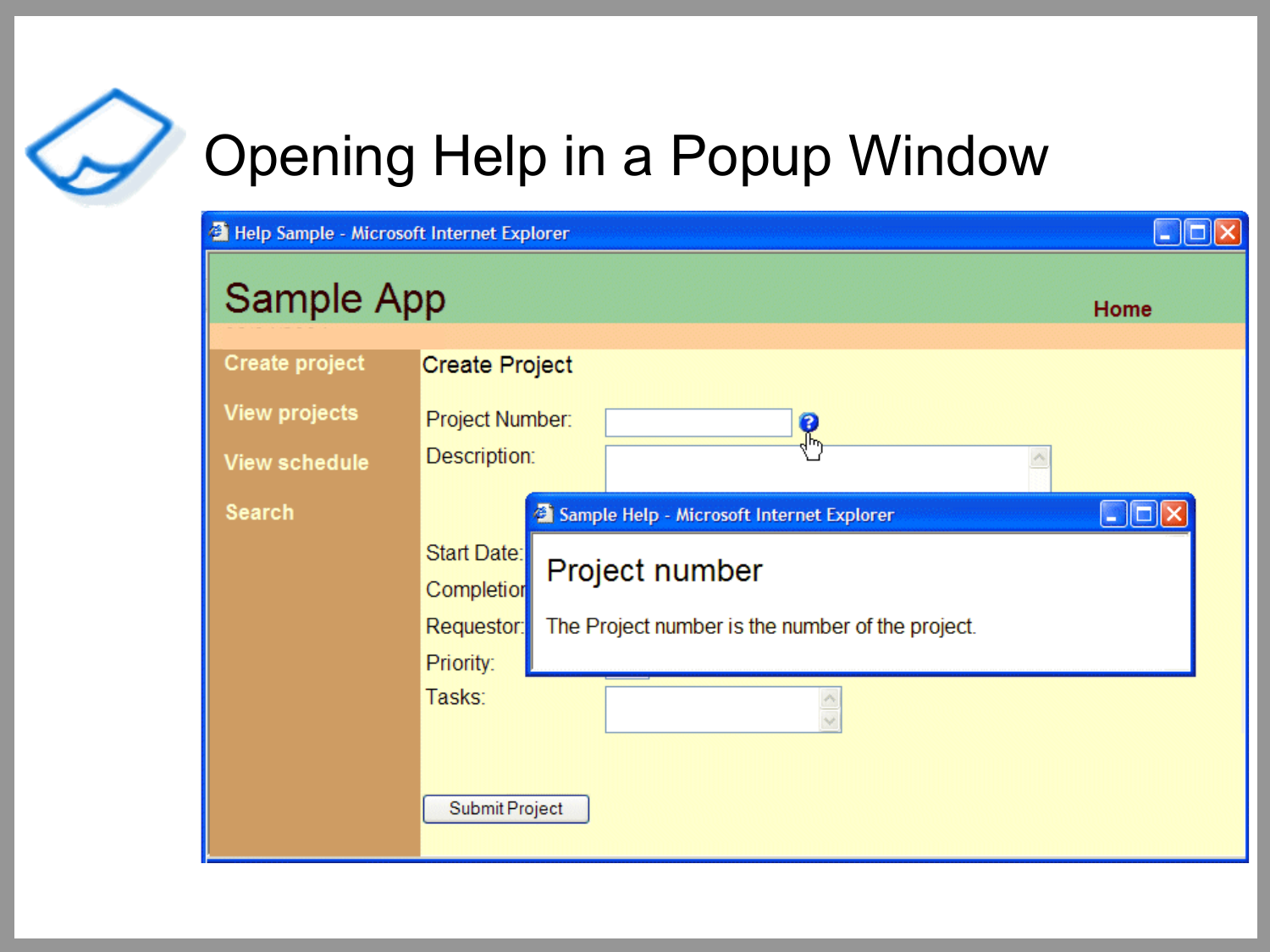# Opening Help in a Popup Window

Help Sample - Microsoft Internet Explorer

Sample App

Home

Create project

View projects

View schedule

Search

Create Project

Project Number:

Description:

Start Date:

Completion

Requestor:

Priority:

Tasks:

Submit Project

Sample Help - Microsoft Internet Explorer

## Project number

The Project number is the number of the project.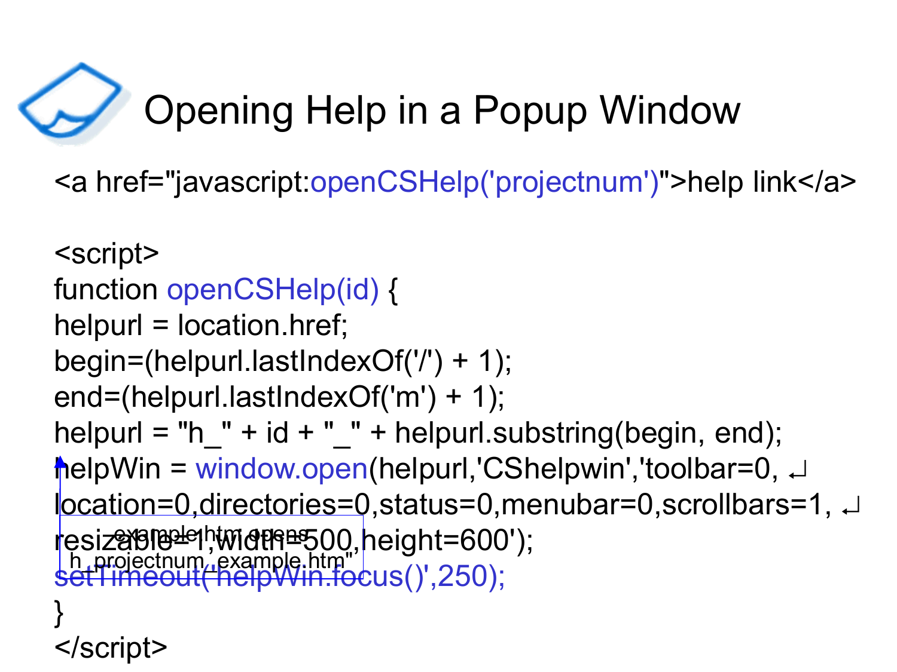# Opening Help in a Popup Window

```
<a href="javascript:openCSHelp('projectnum')">help link</a>

<script>
function openCSHelp(id) {
helpurl = location.href;
begin=(helpurl.lastIndexOf('/') + 1);
end=(helpurl.lastIndexOf('m') + 1);
helpurl = "h_" + id + "_" + helpurl.substring(begin, end);
helpWin = window.open(helpurl,'CShelpwin','toolbar=0, ↵
location=0,directories=0,status=0,menubar=0,scrollbars=1, ↵
resizable=1,width=500,height=600');
setTimeout('helpWin.focus()',250);
}
</script>
```

example.htm opens "h_projectnum_example.htm"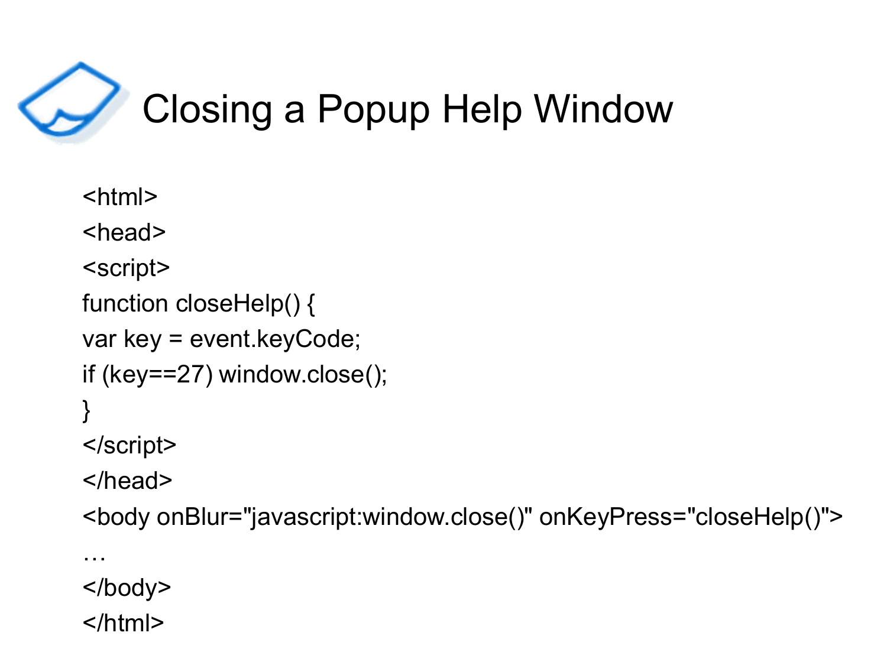# Closing a Popup Help Window

```
<html>
<head>
<script>
function closeHelp() {
var key = event.keyCode;
if (key==27) window.close();
}
</script>
</head>
<body onBlur="javascript:window.close()" onKeyPress="closeHelp()">
…
</body>
</html>
```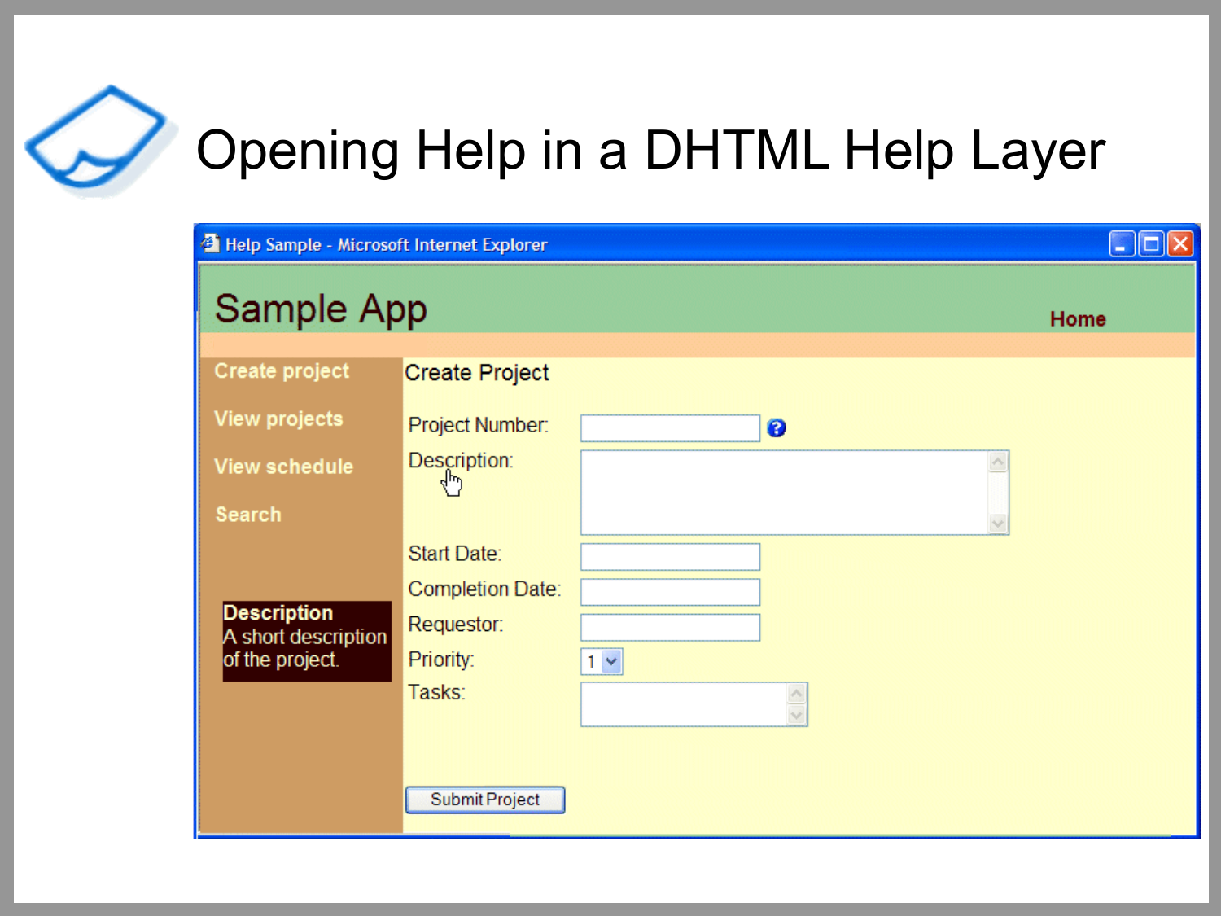# Opening Help in a DHTML Help Layer

Help Sample - Microsoft Internet Explorer

Sample App

Home

Create project

View projects

View schedule

Search

**Description**
A short description of the project.

Create Project

Project Number:

Description:

Start Date:

Completion Date:

Requestor:

Priority: 1

Tasks:

Submit Project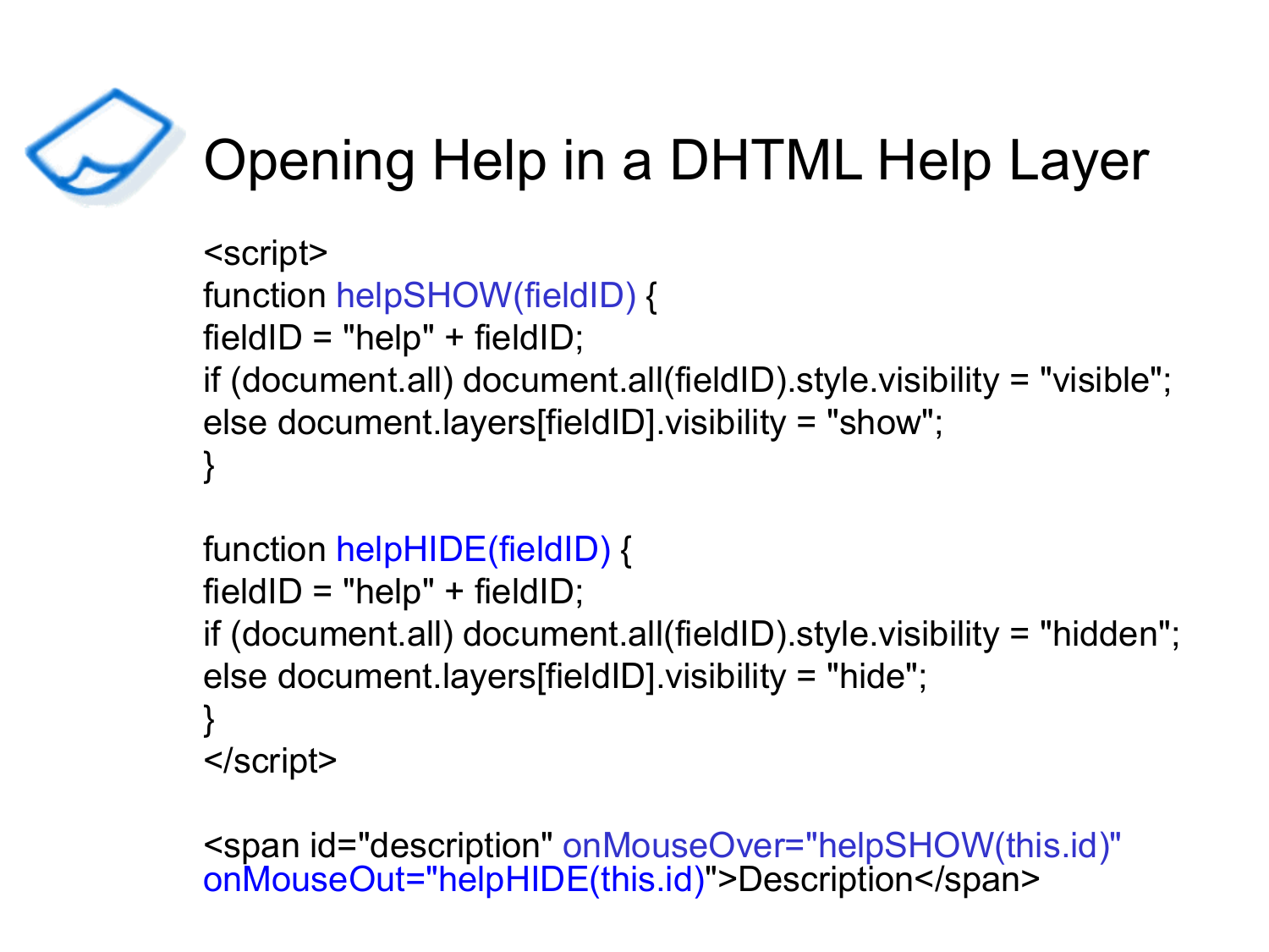# Opening Help in a DHTML Help Layer

```
<script>
function helpSHOW(fieldID) {
fieldID = "help" + fieldID;
if (document.all) document.all(fieldID).style.visibility = "visible";
else document.layers[fieldID].visibility = "show";
}

function helpHIDE(fieldID) {
fieldID = "help" + fieldID;
if (document.all) document.all(fieldID).style.visibility = "hidden";
else document.layers[fieldID].visibility = "hide";
}
</script>

<span id="description" onMouseOver="helpSHOW(this.id)"
onMouseOut="helpHIDE(this.id)">Description</span>
```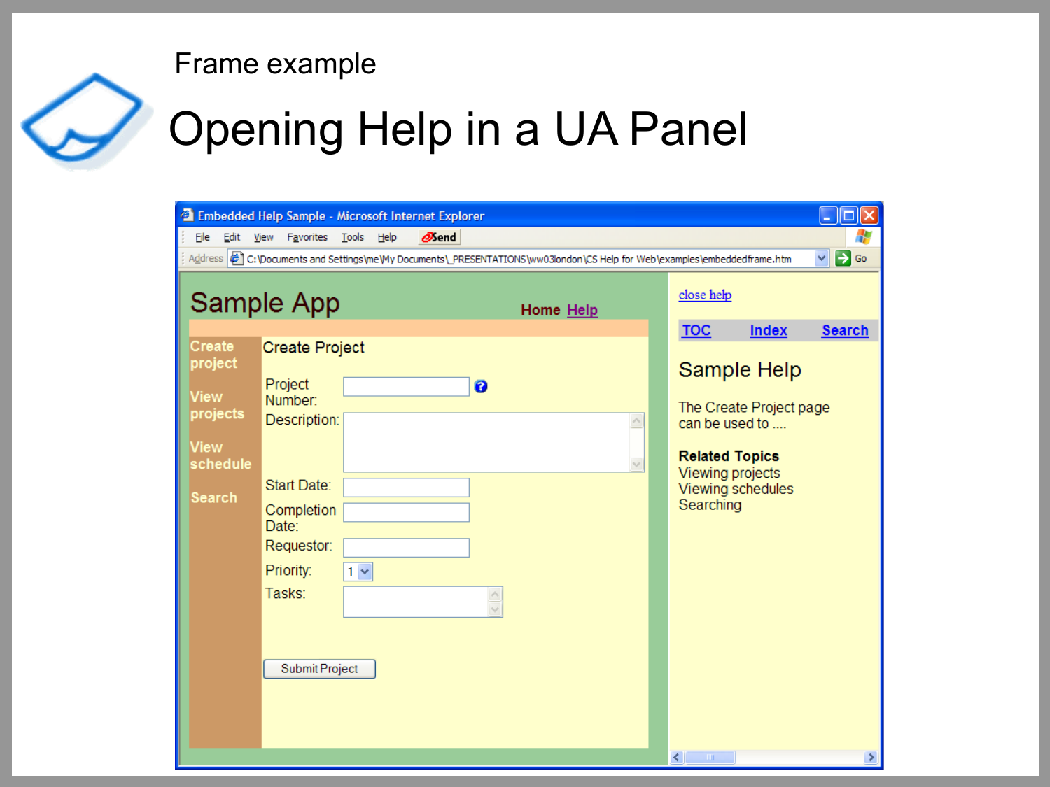Frame example

# Opening Help in a UA Panel

Embedded Help Sample - Microsoft Internet Explorer

File Edit View Favorites Tools Help Send

Address C:\Documents and Settings\me\My Documents\_PRESENTATIONS\ww03london\CS Help for Web\examples\embeddedframe.htm Go

Sample App

Home Help

Create project

View projects

View schedule

Search

Create Project

Project Number:

Description:

Start Date:

Completion Date:

Requestor:

Priority: 1

Tasks:

Submit Project

close help

TOC Index Search

Sample Help

The Create Project page can be used to ....

**Related Topics**

Viewing projects

Viewing schedules

Searching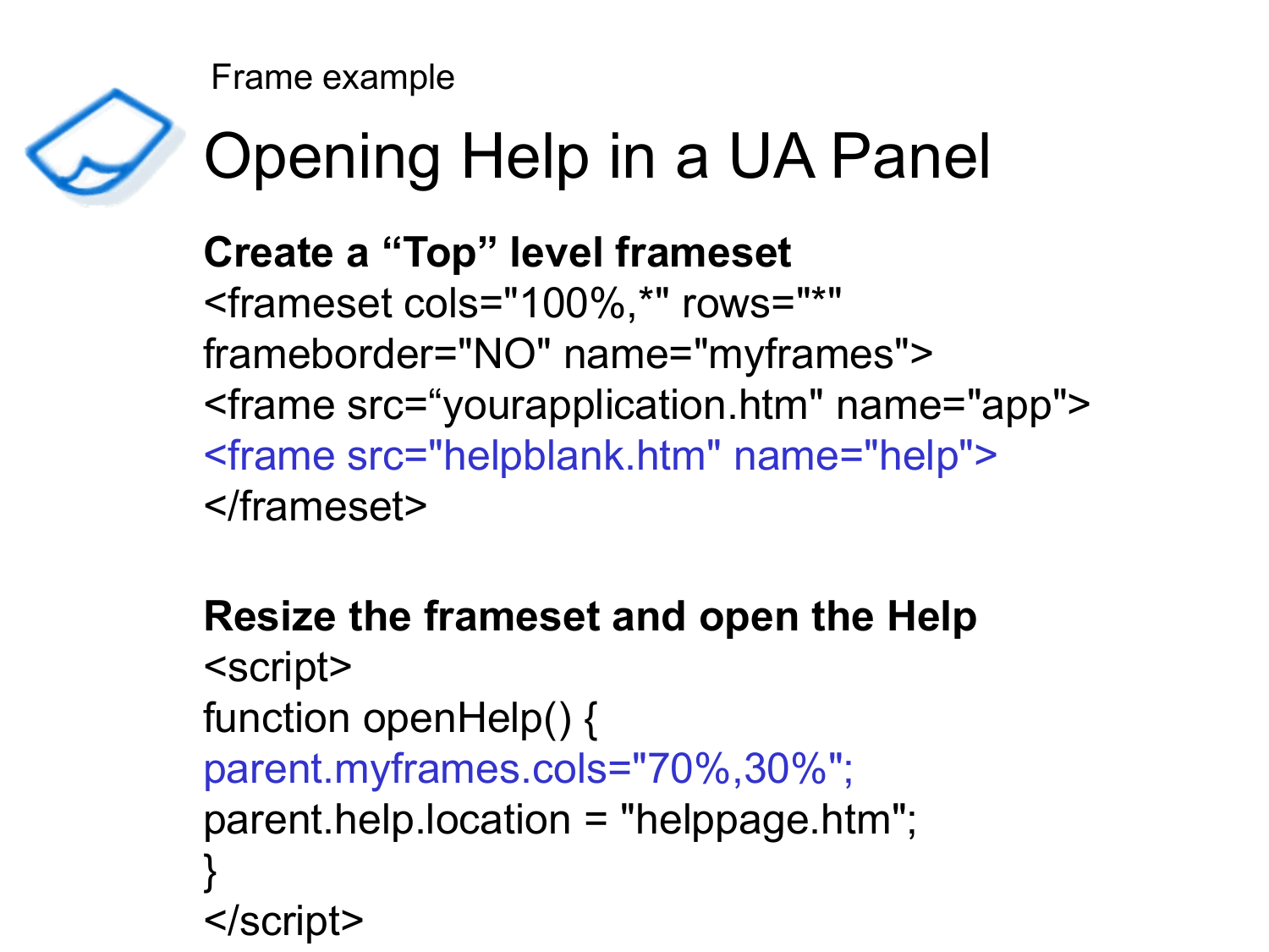Frame example

# Opening Help in a UA Panel

**Create a “Top” level frameset**

```
<frameset cols="100%,*" rows="*"
frameborder="NO" name="myframes">
<frame src=“yourapplication.htm" name="app">
<frame src="helpblank.htm" name="help">
</frameset>
```

**Resize the frameset and open the Help**

```
<script>
function openHelp() {
parent.myframes.cols="70%,30%";
parent.help.location = "helppage.htm";
}
</script>
```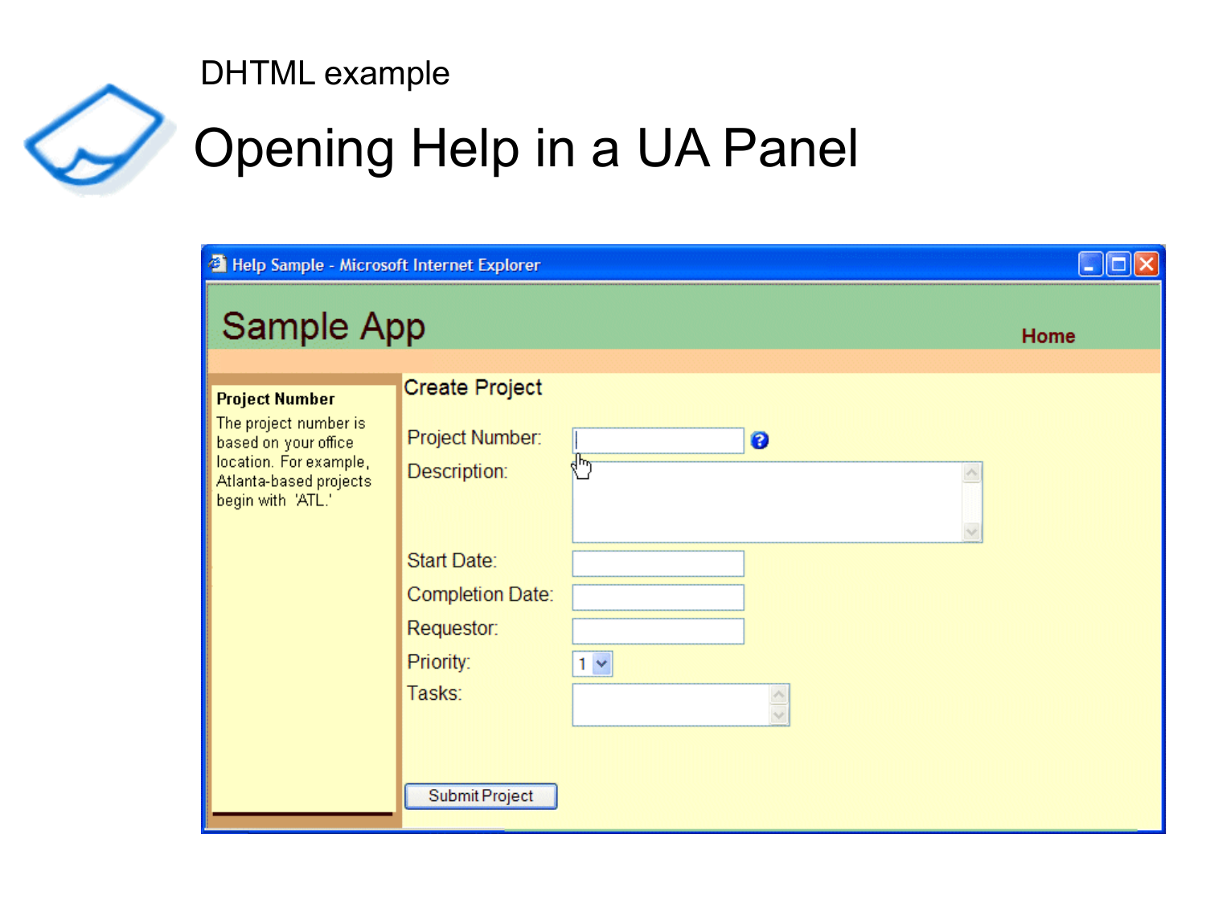DHTML example

# Opening Help in a UA Panel

Help Sample - Microsoft Internet Explorer

Sample App

Home

**Project Number**

The project number is based on your office location. For example, Atlanta-based projects begin with 'ATL.'

Create Project

Project Number:

Description:

Start Date:

Completion Date:

Requestor:

Priority: 1

Tasks:

Submit Project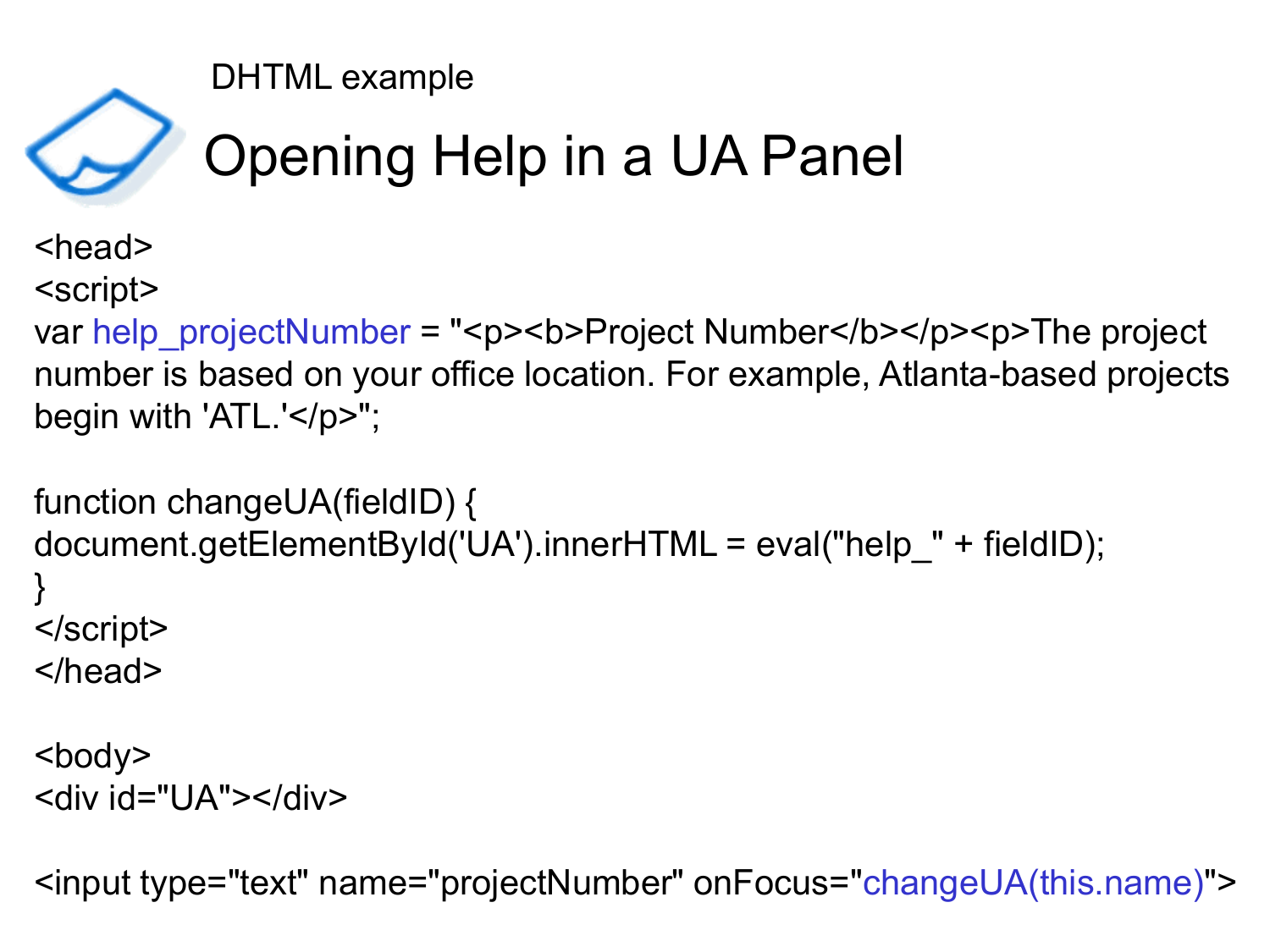DHTML example

# Opening Help in a UA Panel

```
<head>
<script>
var help_projectNumber = "<p><b>Project Number</b></p><p>The project number is based on your office location. For example, Atlanta-based projects begin with 'ATL.'</p>";

function changeUA(fieldID) {
document.getElementById('UA').innerHTML = eval("help_" + fieldID);
}
</script>
</head>

<body>
<div id="UA"></div>

<input type="text" name="projectNumber" onFocus="changeUA(this.name)">
```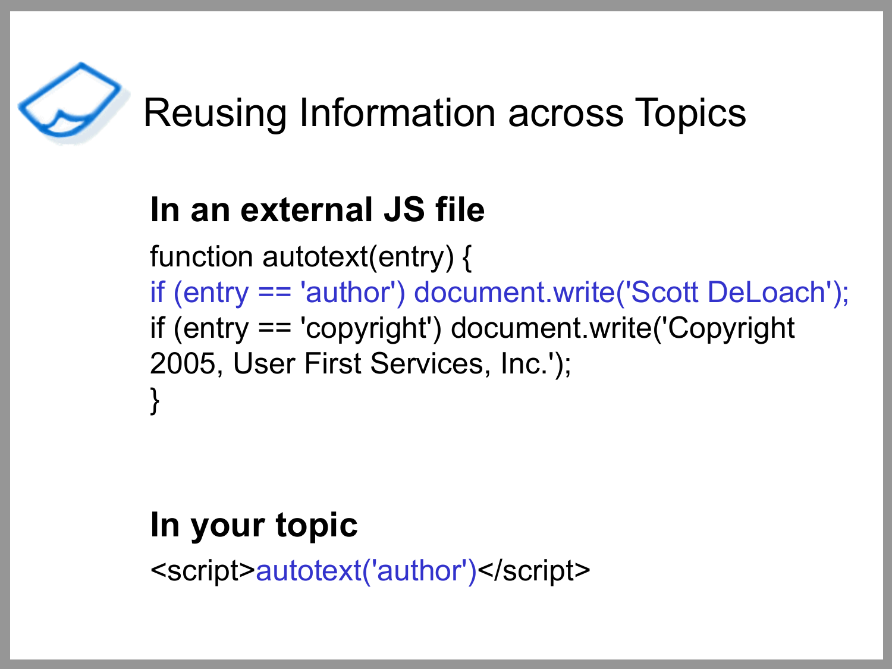# Reusing Information across Topics

## In an external JS file

```
function autotext(entry) {
if (entry == 'author') document.write('Scott DeLoach');
if (entry == 'copyright') document.write('Copyright 2005, User First Services, Inc.');
}
```

## In your topic

```
<script>autotext('author')</script>
```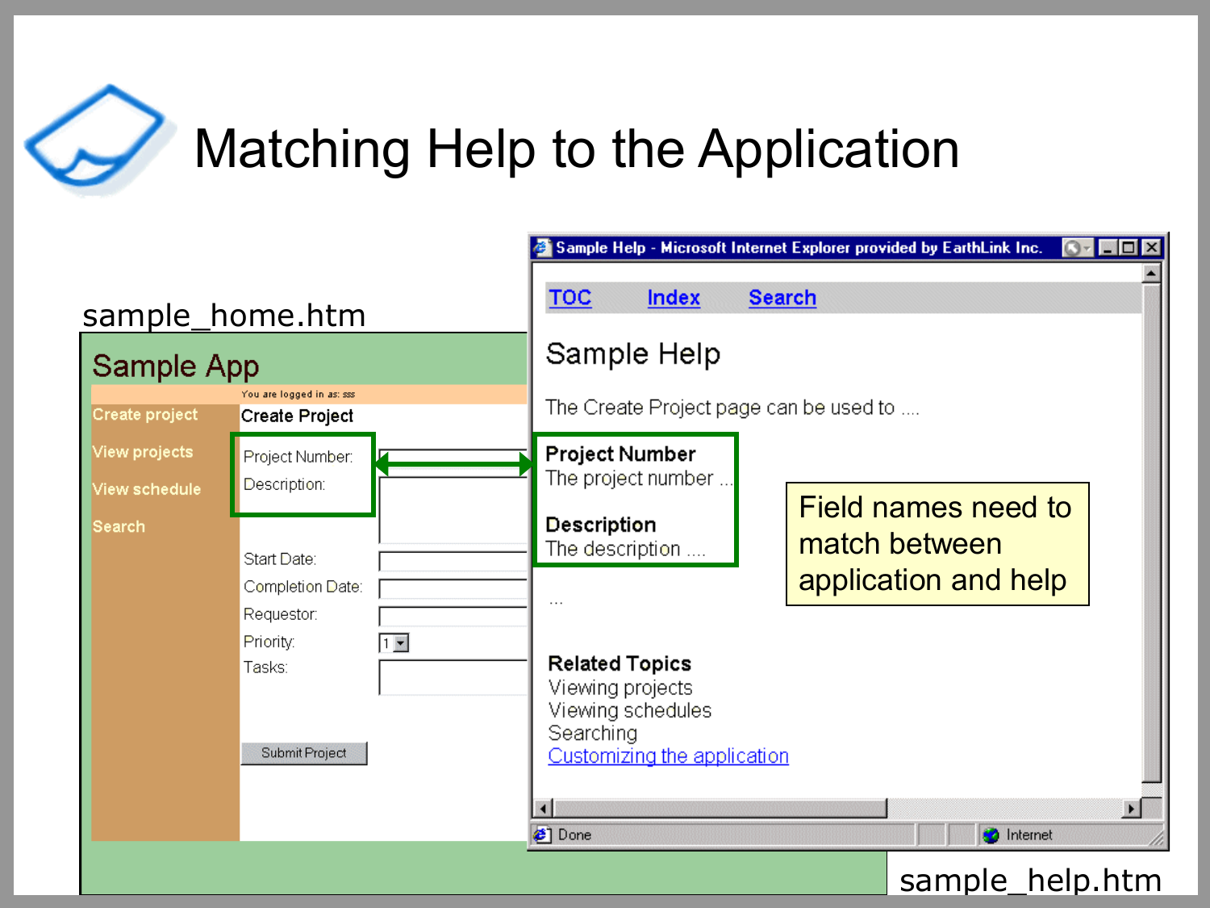# Matching Help to the Application

sample_home.htm

Sample App

You are logged in as: sss

Create project

View projects

View schedule

Search

Create Project

Project Number:

Description:

Start Date:

Completion Date:

Requestor:

Priority: 1

Tasks:

Submit Project

Sample Help - Microsoft Internet Explorer provided by EarthLink Inc.

TOC Index Search

Sample Help

The Create Project page can be used to ....

**Project Number**
The project number ...

**Description**
The description ....

...

**Related Topics**
Viewing projects
Viewing schedules
Searching
Customizing the application

Done Internet

Field names need to match between application and help

sample_help.htm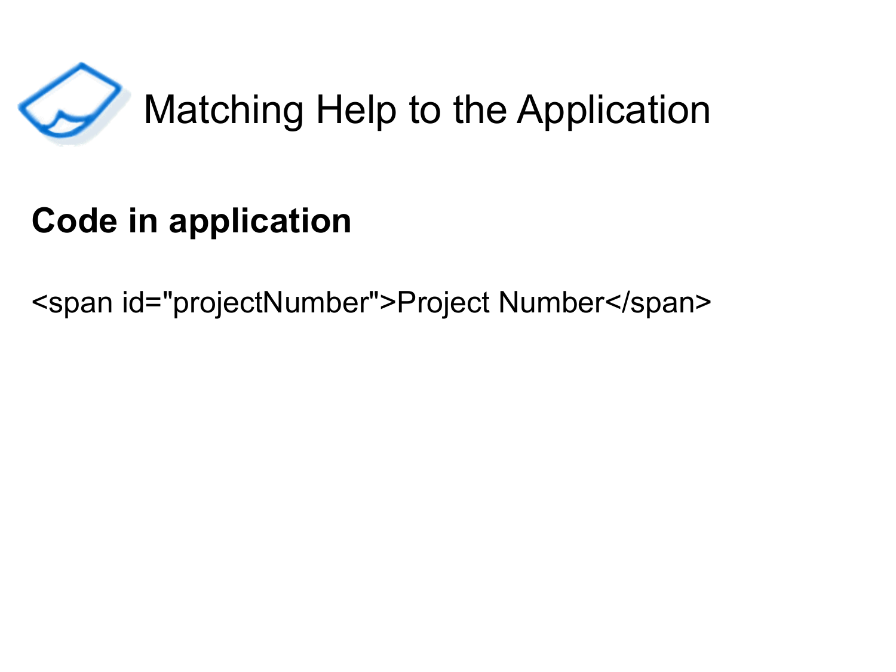# Matching Help to the Application

**Code in application**

```
<span id="projectNumber">Project Number</span>
```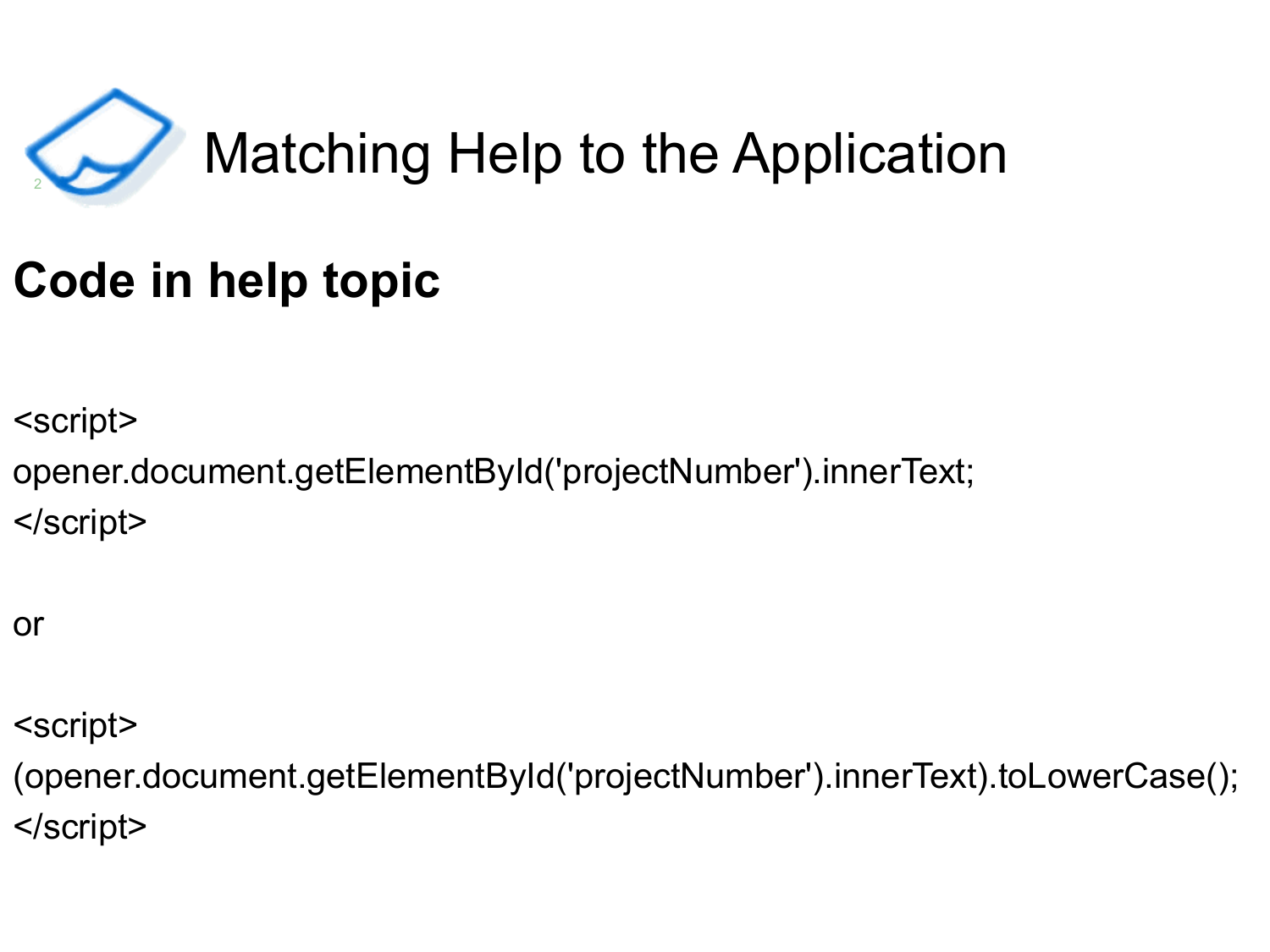# Matching Help to the Application

## Code in help topic

```
<script>
opener.document.getElementById('projectNumber').innerText;
</script>
```

or

```
<script>
(opener.document.getElementById('projectNumber').innerText).toLowerCase();
</script>
```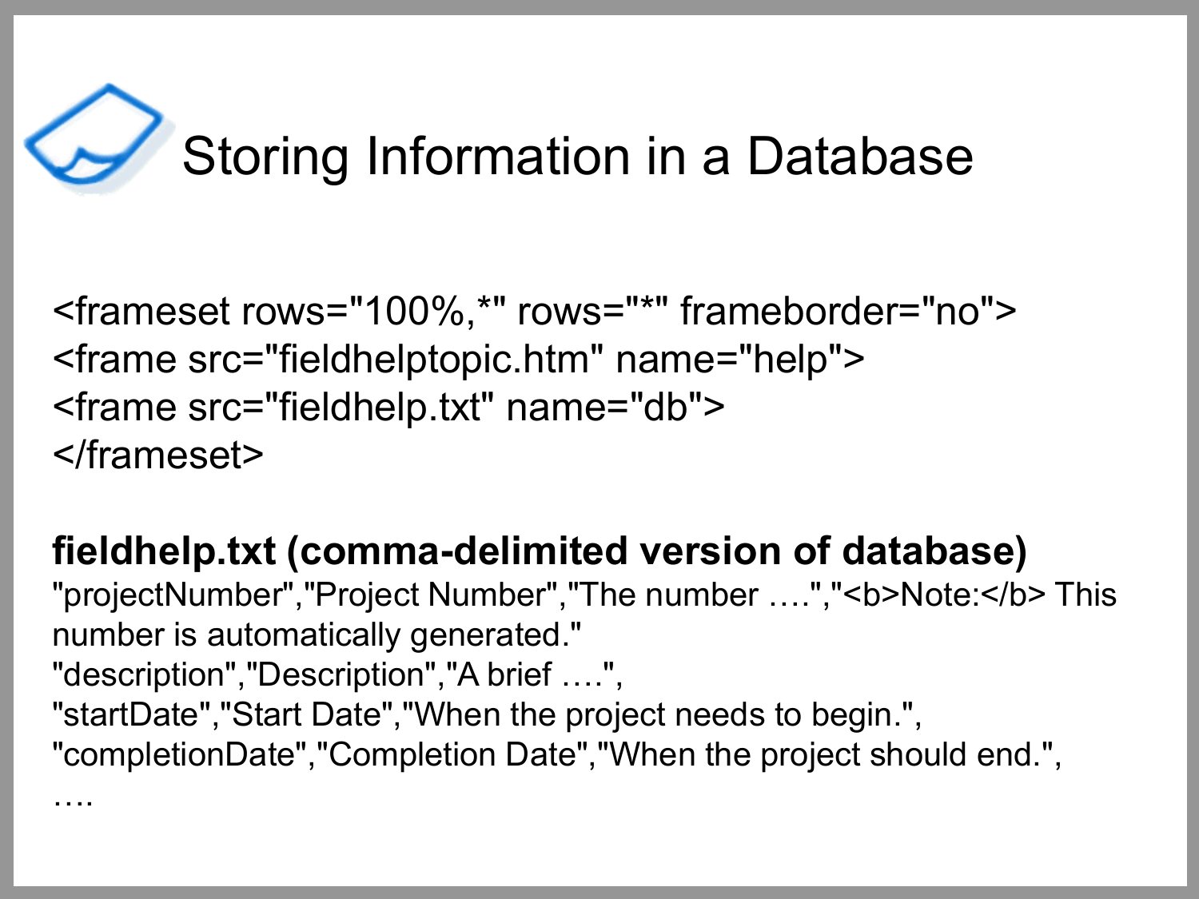# Storing Information in a Database

```
<frameset rows="100%,*" rows="*" frameborder="no">
<frame src="fieldhelptopic.htm" name="help">
<frame src="fieldhelp.txt" name="db">
</frameset>
```

**fieldhelp.txt (comma-delimited version of database)**

```
"projectNumber","Project Number","The number ….","<b>Note:</b> This number is automatically generated."
"description","Description","A brief ….",
"startDate","Start Date","When the project needs to begin.",
"completionDate","Completion Date","When the project should end.",
….
```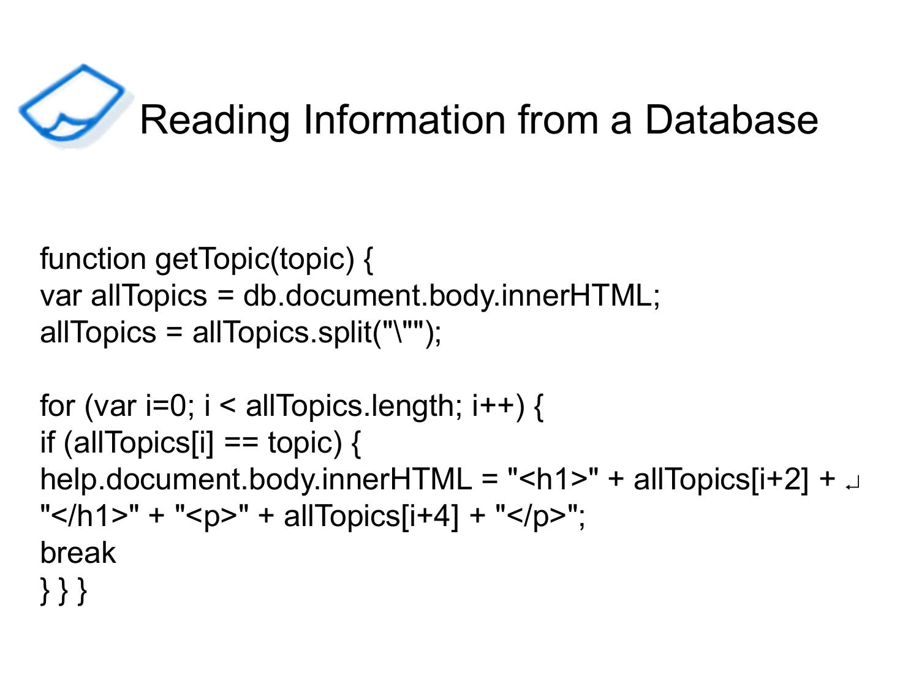# Reading Information from a Database

```
function getTopic(topic) {
var allTopics = db.document.body.innerHTML;
allTopics = allTopics.split("\"");

for (var i=0; i < allTopics.length; i++) {
if (allTopics[i] == topic) {
help.document.body.innerHTML = "<h1>" + allTopics[i+2] + ↵
"</h1>" + "<p>" + allTopics[i+4] + "</p>";
break
} } }
```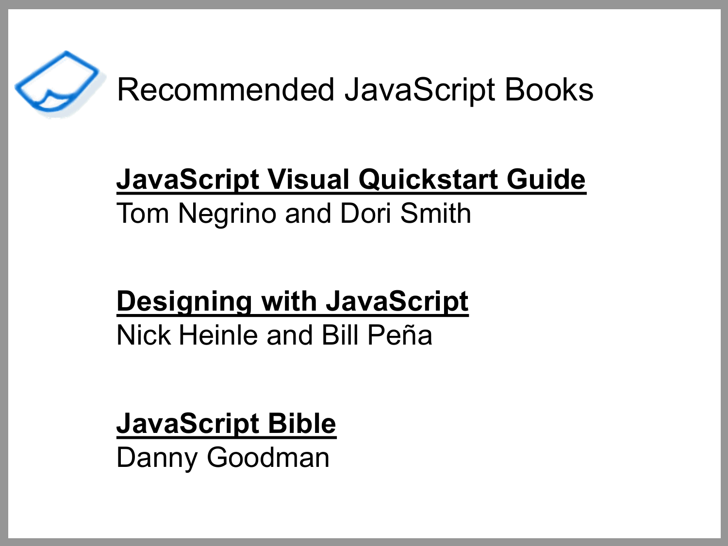# Recommended JavaScript Books

**JavaScript Visual Quickstart Guide**
Tom Negrino and Dori Smith

**Designing with JavaScript**
Nick Heinle and Bill Peña

**JavaScript Bible**
Danny Goodman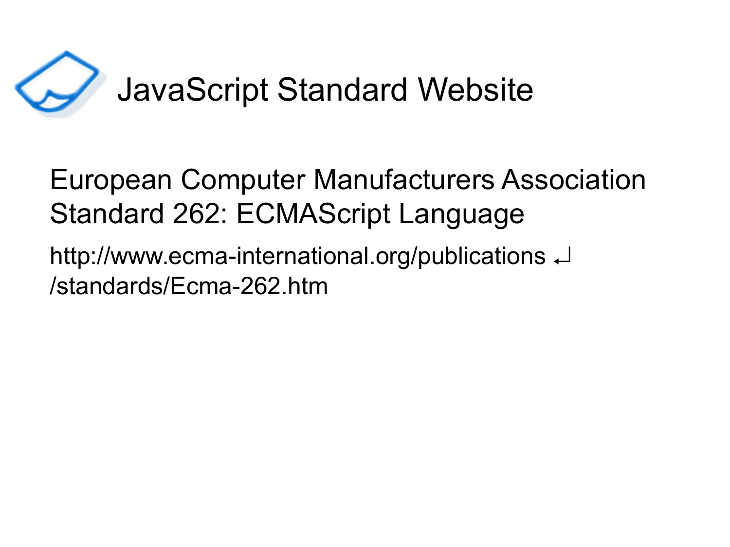# JavaScript Standard Website

European Computer Manufacturers Association Standard 262: ECMAScript Language

http://www.ecma-international.org/publications ↲
/standards/Ecma-262.htm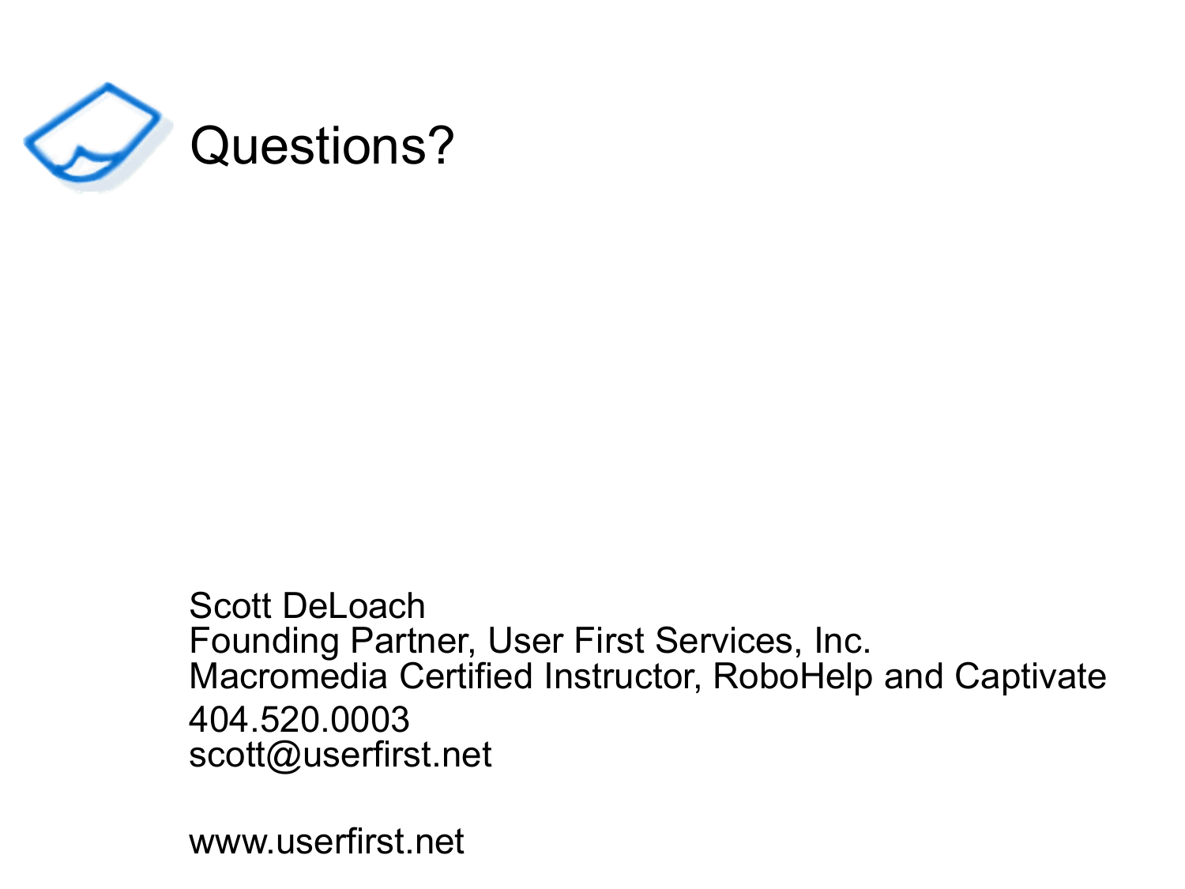# Questions?

Scott DeLoach
Founding Partner, User First Services, Inc.
Macromedia Certified Instructor, RoboHelp and Captivate
404.520.0003
scott@userfirst.net

www.userfirst.net